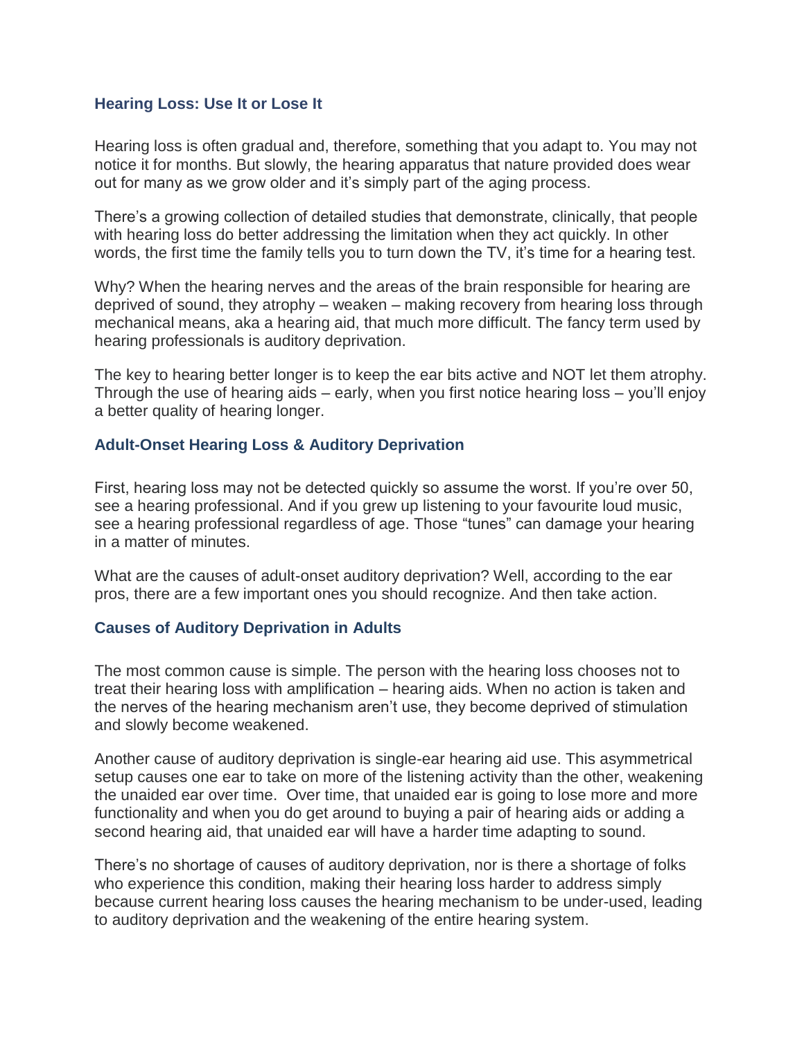## Hearing Loss: Use It or Lose It

Hearing loss is often gradual and, therefore, something that you adapt to. You may not notice it for months. But slowly, the hearing apparatus that nature provided does wear out for many as we grow older and it's simply part of the aging process.

There's a growing collection of detailed studies that demonstrate, clinically, that people with hearing loss do better addressing the limitation when they act quickly. In other words, the first time the family tells you to turn down the TV, it's time for a hearing test.

Why? When the hearing nerves and the areas of the brain responsible for hearing are deprived of sound, they atrophy – weaken – making recovery from hearing loss through mechanical means, aka a hearing aid, that much more difficult. The fancy term used by hearing professionals is auditory deprivation.

The key to hearing better longer is to keep the ear bits active and NOT let them atrophy. Through the use of hearing aids – early, when you first notice hearing loss – you'll enjoy a better quality of hearing longer.

## Adult-Onset Hearing Loss & Auditory Deprivation

First, hearing loss may not be detected quickly so assume the worst. If you're over 50, see a hearing professional. And if you grew up listening to your favourite loud music, see a hearing professional regardless of age. Those "tunes" can damage your hearing in a matter of minutes.

What are the causes of adult-onset auditory deprivation? Well, according to the ear pros, there are a few important ones you should recognize. And then take action.

## Causes of Auditory Deprivation in Adults

The most common cause is simple. The person with the hearing loss chooses not to treat their hearing loss with amplification – hearing aids. When no action is taken and the nerves of the hearing mechanism aren't use, they become deprived of stimulation and slowly become weakened.

Another cause of auditory deprivation is single-ear hearing aid use. This asymmetrical setup causes one ear to take on more of the listening activity than the other, weakening the unaided ear over time. Over time, that unaided ear is going to lose more and more functionality and when you do get around to buying a pair of hearing aids or adding a second hearing aid, that unaided ear will have a harder time adapting to sound.

There's no shortage of causes of auditory deprivation, nor is there a shortage of folks who experience this condition, making their hearing loss harder to address simply because current hearing loss causes the hearing mechanism to be under-used, leading to auditory deprivation and the weakening of the entire hearing system.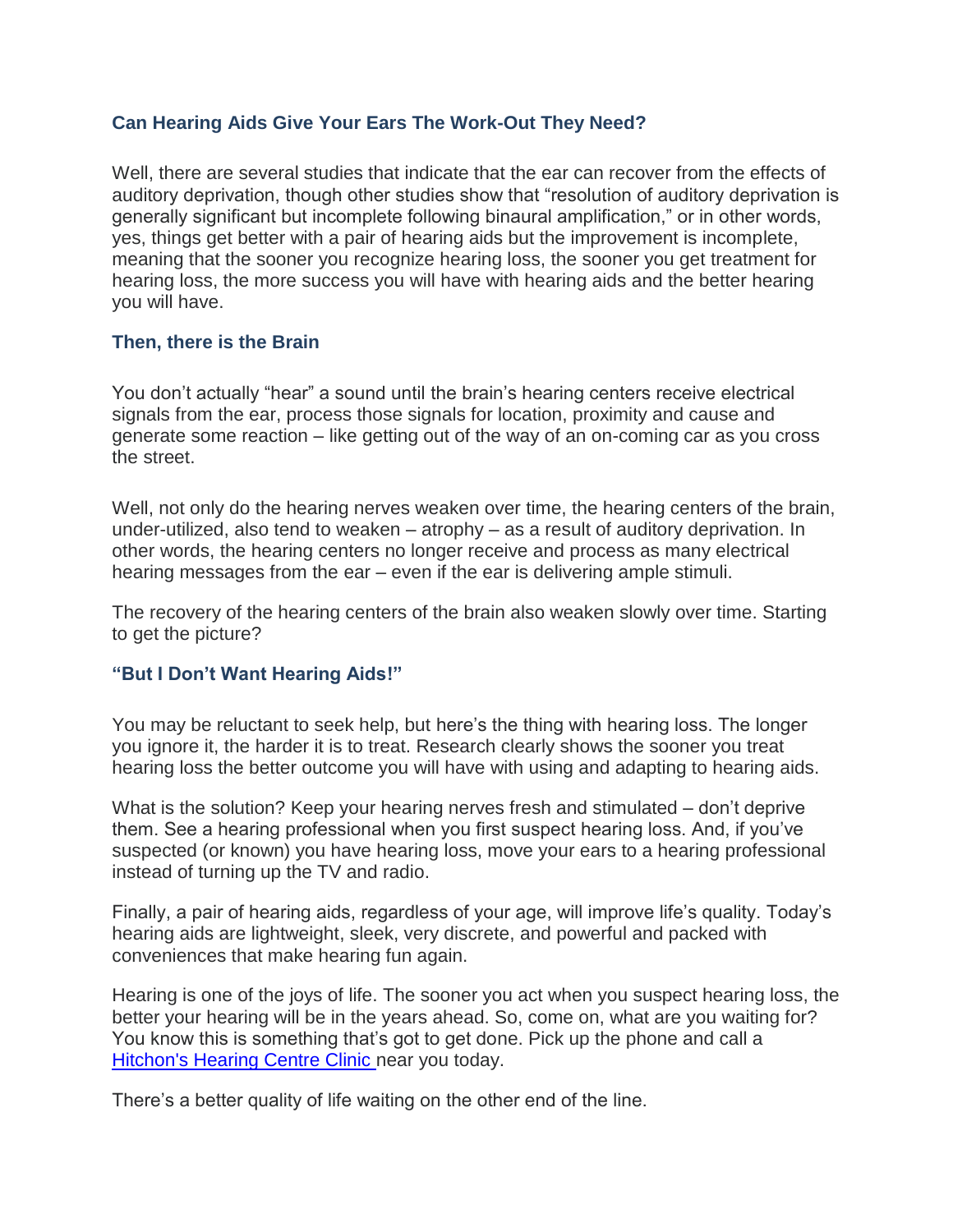## Can Hearing Aids Give Your Ears The Work-Out They Need?

Well, there are several studies that indicate that the ear can recover from the effects of auditory deprivation, though other studies show that "resolution of auditory deprivation is generally significant but incomplete following binaural amplification," or in other words, yes, things get better with a pair of hearing aids but the improvement is incomplete, meaning that the sooner you recognize hearing loss, the sooner you get treatment for hearing loss, the more success you will have with hearing aids and the better hearing you will have.

## Then, there is the Brain

You don't actually "hear" a sound until the brain's hearing centers receive electrical signals from the ear, process those signals for location, proximity and cause and generate some reaction – like getting out of the way of an on-coming car as you cross the street.

Well, not only do the hearing nerves weaken over time, the hearing centers of the brain, under-utilized, also tend to weaken – atrophy – as a result of auditory deprivation. In other words, the hearing centers no longer receive and process as many electrical hearing messages from the ear – even if the ear is delivering ample stimuli.

The recovery of the hearing centers of the brain also weaken slowly over time. Starting to get the picture?

## "But I Don't Want Hearing Aids!"

You may be reluctant to seek help, but here's the thing with hearing loss. The longer you ignore it, the harder it is to treat. Research clearly shows the sooner you treat hearing loss the better outcome you will have with using and adapting to hearing aids.

What is the solution? Keep your hearing nerves fresh and stimulated – don't deprive them. See a hearing professional when you first suspect hearing loss. And, if you've suspected (or known) you have hearing loss, move your ears to a hearing professional instead of turning up the TV and radio.

Finally, a pair of hearing aids, regardless of your age, will improve life's quality. Today's hearing aids are lightweight, sleek, very discrete, and powerful and packed with conveniences that make hearing fun again.

Hearing is one of the joys of life. The sooner you act when you suspect hearing loss, the better your hearing will be in the years ahead. So, come on, what are you waiting for? You know this is something that's got to get done. Pick up the phone and call a Hitchon's Hearing Centre Clinic near you today.

There's a better quality of life waiting on the other end of the line.